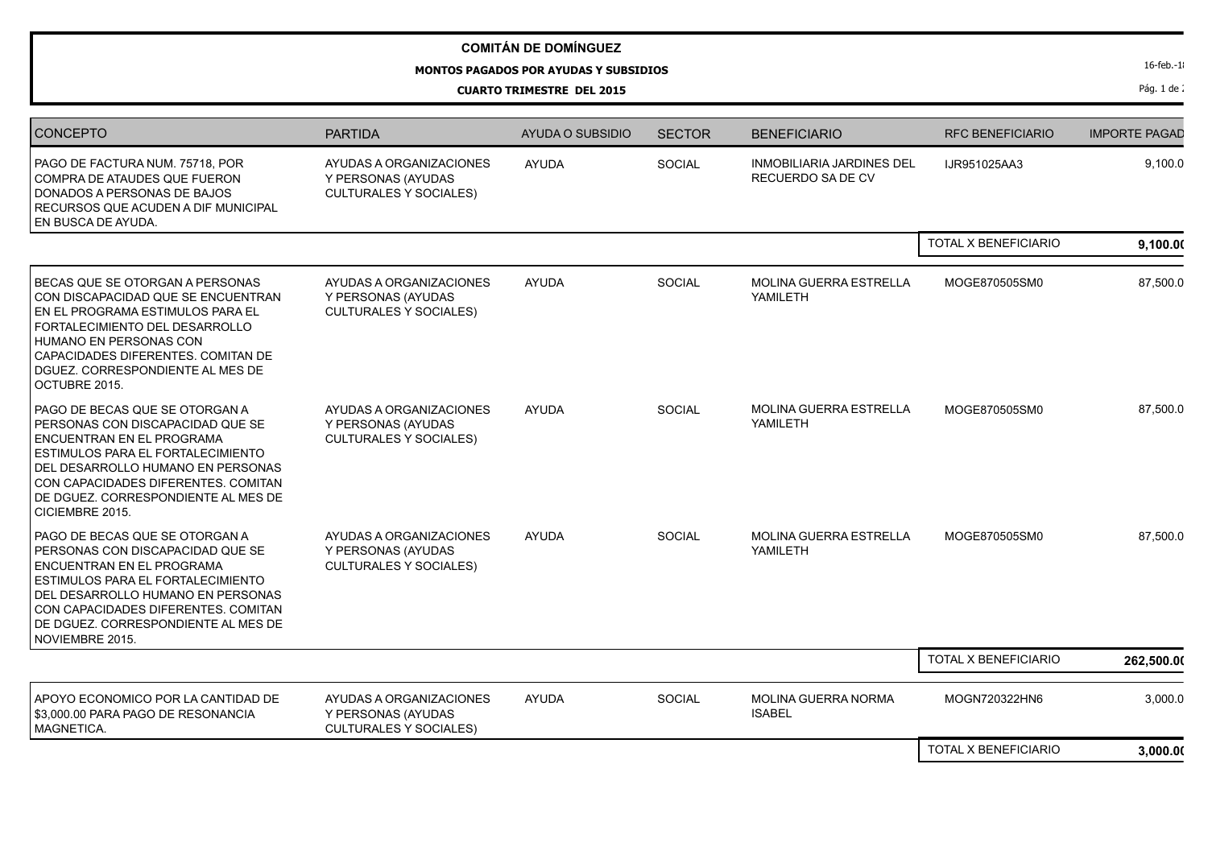# COMITÁN DE DOMÍNGUEZ

## MONTOS PAGADOS POR AYUDAS Y SUBSIDIOS

### CUARTO TRIMESTRE DEL 2015

| CONCEPTO | PARTIDA | AYUDA O SUBSIDIO | SECTOR | BENEFICIARIO | RFC BENEFICIARIO | IMPORTE PAGAD |
|---|---|---|---|---|---|---|
| PAGO DE FACTURA NUM. 75718, POR COMPRA DE ATAUDES QUE FUERON DONADOS A PERSONAS DE BAJOS RECURSOS QUE ACUDEN A DIF MUNICIPAL EN BUSCA DE AYUDA. | AYUDAS A ORGANIZACIONES Y PERSONAS (AYUDAS CULTURALES Y SOCIALES) | AYUDA | SOCIAL | INMOBILIARIA JARDINES DEL RECUERDO SA DE CV | IJR951025AA3 | 9,100.0 |
| | | | | | TOTAL X BENEFICIARIO | **9,100.0** |
| BECAS QUE SE OTORGAN A PERSONAS CON DISCAPACIDAD QUE SE ENCUENTRAN EN EL PROGRAMA ESTIMULOS PARA EL FORTALECIMIENTO DEL DESARROLLO HUMANO EN PERSONAS CON CAPACIDADES DIFERENTES. COMITAN DE DGUEZ. CORRESPONDIENTE AL MES DE OCTUBRE 2015. | AYUDAS A ORGANIZACIONES Y PERSONAS (AYUDAS CULTURALES Y SOCIALES) | AYUDA | SOCIAL | MOLINA GUERRA ESTRELLA YAMILETH | MOGE870505SM0 | 87,500.0 |
| PAGO DE BECAS QUE SE OTORGAN A PERSONAS CON DISCAPACIDAD QUE SE ENCUENTRAN EN EL PROGRAMA ESTIMULOS PARA EL FORTALECIMIENTO DEL DESARROLLO HUMANO EN PERSONAS CON CAPACIDADES DIFERENTES. COMITAN DE DGUEZ. CORRESPONDIENTE AL MES DE CICIEMBRE 2015. | AYUDAS A ORGANIZACIONES Y PERSONAS (AYUDAS CULTURALES Y SOCIALES) | AYUDA | SOCIAL | MOLINA GUERRA ESTRELLA YAMILETH | MOGE870505SM0 | 87,500.0 |
| PAGO DE BECAS QUE SE OTORGAN A PERSONAS CON DISCAPACIDAD QUE SE ENCUENTRAN EN EL PROGRAMA ESTIMULOS PARA EL FORTALECIMIENTO DEL DESARROLLO HUMANO EN PERSONAS CON CAPACIDADES DIFERENTES. COMITAN DE DGUEZ. CORRESPONDIENTE AL MES DE NOVIEMBRE 2015. | AYUDAS A ORGANIZACIONES Y PERSONAS (AYUDAS CULTURALES Y SOCIALES) | AYUDA | SOCIAL | MOLINA GUERRA ESTRELLA YAMILETH | MOGE870505SM0 | 87,500.0 |
| | | | | | TOTAL X BENEFICIARIO | **262,500.0** |
| APOYO ECONOMICO POR LA CANTIDAD DE $3,000.00 PARA PAGO DE RESONANCIA MAGNETICA. | AYUDAS A ORGANIZACIONES Y PERSONAS (AYUDAS CULTURALES Y SOCIALES) | AYUDA | SOCIAL | MOLINA GUERRA NORMA ISABEL | MOGN720322HN6 | 3,000.0 |
| | | | | | TOTAL X BENEFICIARIO | **3,000.0** |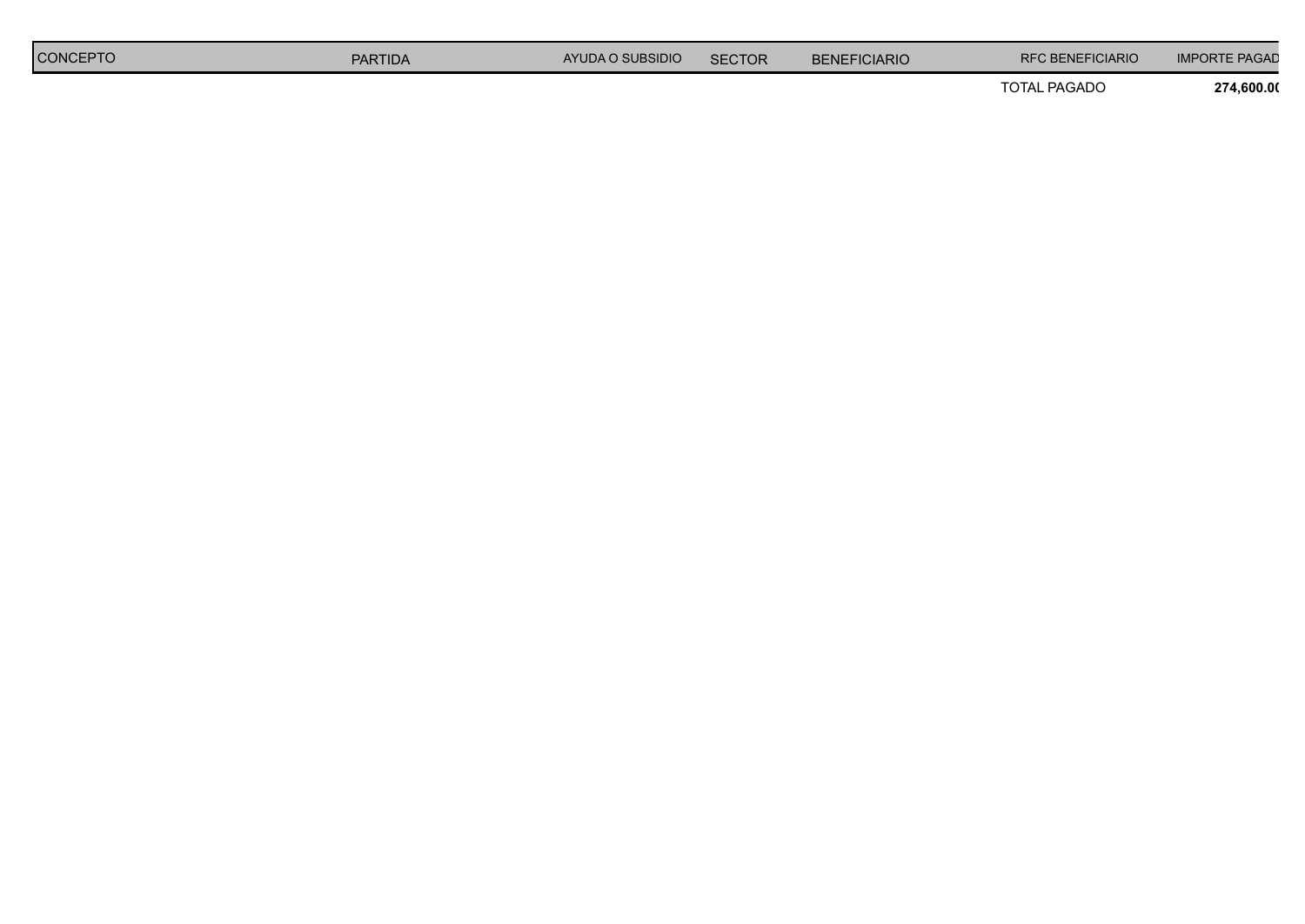| CONCEPTO | PARTIDA | AYUDA O SUBSIDIO | SECTOR | BENEFICIARIO | RFC BENEFICIARIO | IMPORTE PAGAD |
|---|---|---|---|---|---|---|
| | | | | | TOTAL PAGADO | **274,600.0** |